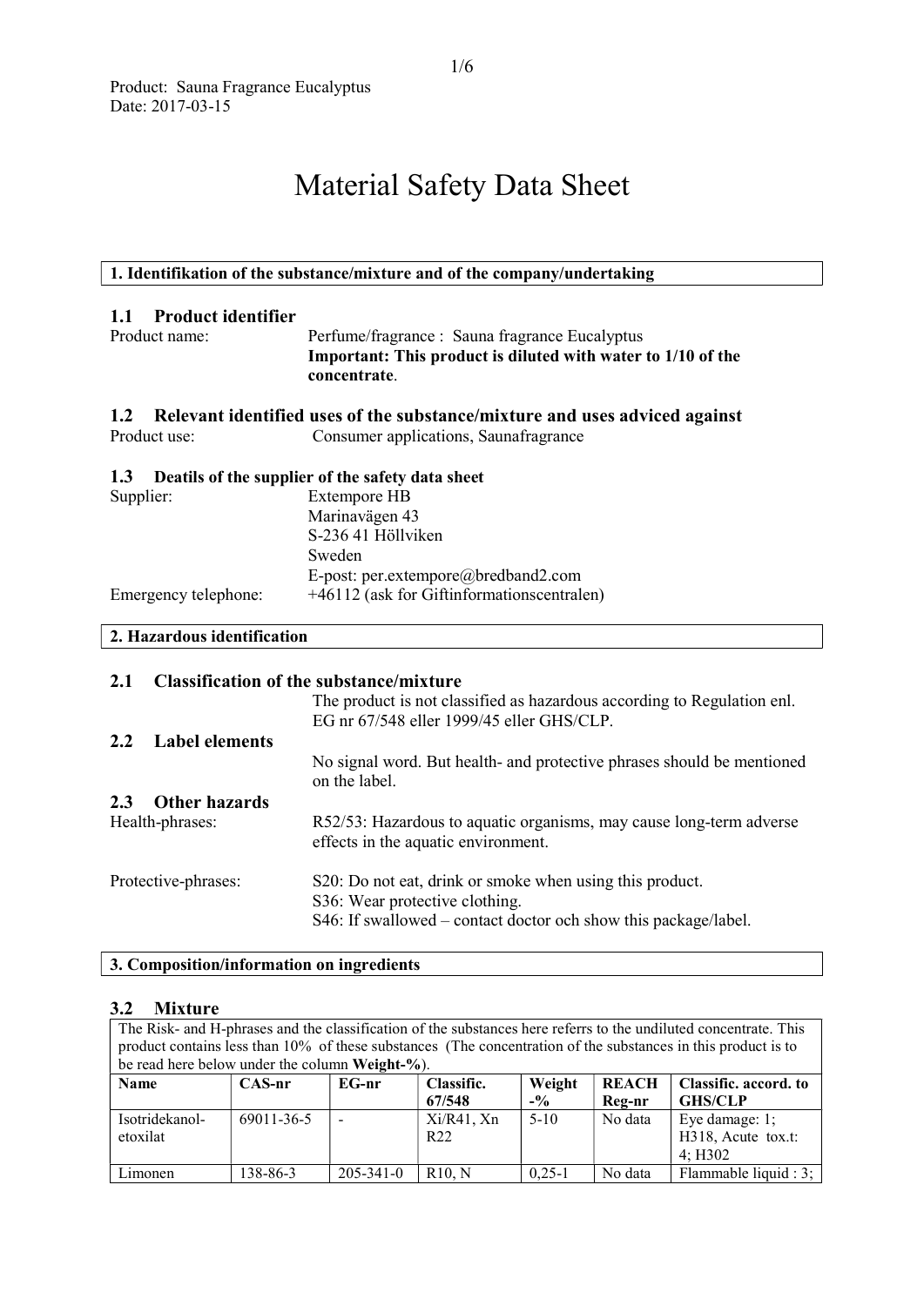Product: Sauna Fragrance Eucalyptus
Date: 2017-03-15

# Material Safety Data Sheet

## 1. Identifikation of the substance/mixture and of the company/undertaking

### 1.1 Product identifier

Product name: Perfume/fragrance : Sauna fragrance Eucalyptus
**Important: This product is diluted with water to 1/10 of the concentrate**.

### 1.2 Relevant identified uses of the substance/mixture and uses adviced against

Product use: Consumer applications, Saunafragrance

### 1.3 Deatils of the supplier of the safety data sheet

Supplier: Extempore HB
Marinavägen 43
S-236 41 Höllviken
Sweden
E-post: per.extempore@bredband2.com

Emergency telephone: +46112 (ask for Giftinformationscentralen)

## 2. Hazardous identification

### 2.1 Classification of the substance/mixture

The product is not classified as hazardous according to Regulation enl. EG nr 67/548 eller 1999/45 eller GHS/CLP.

### 2.2 Label elements

No signal word. But health- and protective phrases should be mentioned on the label.

### 2.3 Other hazards

Health-phrases: R52/53: Hazardous to aquatic organisms, may cause long-term adverse effects in the aquatic environment.

Protective-phrases:
S20: Do not eat, drink or smoke when using this product.
S36: Wear protective clothing.
S46: If swallowed – contact doctor och show this package/label.

## 3. Composition/information on ingredients

### 3.2 Mixture

The Risk- and H-phrases and the classification of the substances here referrs to the undiluted concentrate. This product contains less than 10% of these substances (The concentration of the substances in this product is to be read here below under the column **Weight-%**).

| Name | CAS-nr | EG-nr | Classific. 67/548 | Weight -% | REACH Reg-nr | Classific. accord. to GHS/CLP |
|---|---|---|---|---|---|---|
| Isotridekanol-etoxilat | 69011-36-5 | - | Xi/R41, Xn R22 | 5-10 | No data | Eye damage: 1; H318, Acute tox.t: 4; H302 |
| Limonen | 138-86-3 | 205-341-0 | R10, N | 0,25-1 | No data | Flammable liquid : 3; |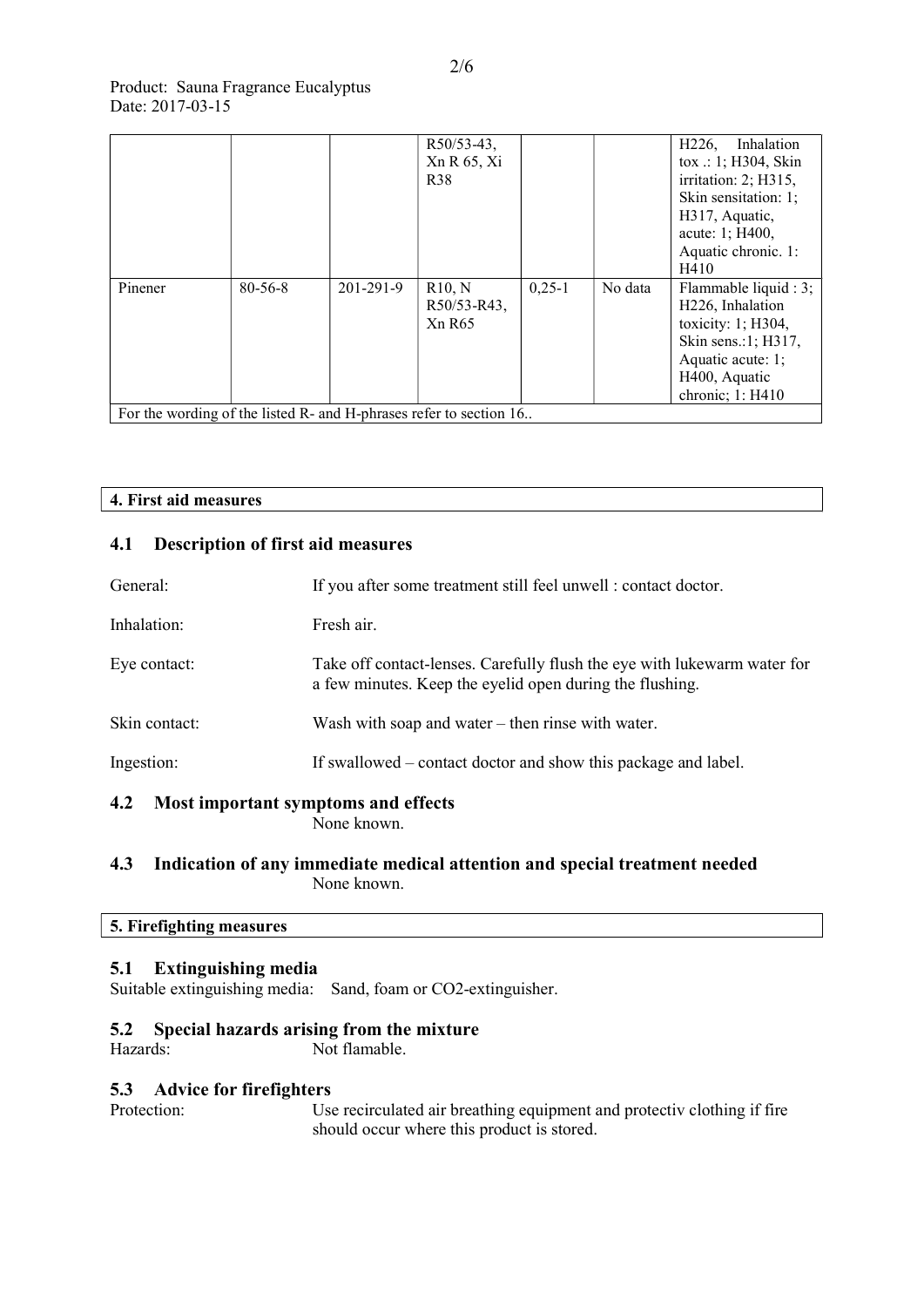Product: Sauna Fragrance Eucalyptus
Date: 2017-03-15

| | | | | | | |
|---|---|---|---|---|---|---|
| | | | R50/53-43, Xn R 65, Xi R38 | | | H226, Inhalation tox .: 1; H304, Skin irritation: 2; H315, Skin sensitation: 1; H317, Aquatic, acute: 1; H400, Aquatic chronic. 1: H410 |
| Pinener | 80-56-8 | 201-291-9 | R10, N R50/53-R43, Xn R65 | 0,25-1 | No data | Flammable liquid : 3; H226, Inhalation toxicity: 1; H304, Skin sens.:1; H317, Aquatic acute: 1; H400, Aquatic chronic; 1: H410 |
| For the wording of the listed R- and H-phrases refer to section 16.. | | | | | | |

## 4. First aid measures

### 4.1 Description of first aid measures

General: If you after some treatment still feel unwell : contact doctor.

Inhalation: Fresh air.

Eye contact: Take off contact-lenses. Carefully flush the eye with lukewarm water for a few minutes. Keep the eyelid open during the flushing.

Skin contact: Wash with soap and water – then rinse with water.

Ingestion: If swallowed – contact doctor and show this package and label.

### 4.2 Most important symptoms and effects

None known.

### 4.3 Indication of any immediate medical attention and special treatment needed

None known.

## 5. Firefighting measures

### 5.1 Extinguishing media

Suitable extinguishing media: Sand, foam or CO2-extinguisher.

### 5.2 Special hazards arising from the mixture

Hazards: Not flamable.

### 5.3 Advice for firefighters

Protection: Use recirculated air breathing equipment and protectiv clothing if fire should occur where this product is stored.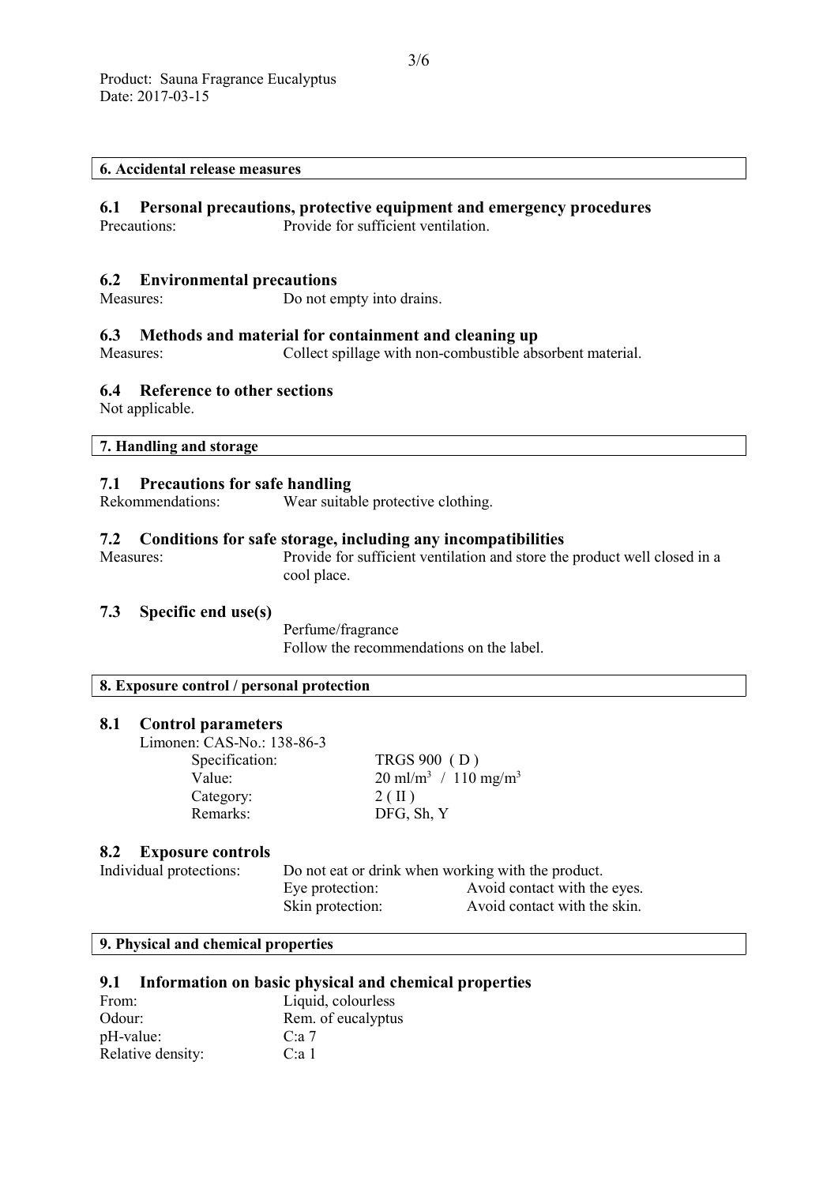Product: Sauna Fragrance Eucalyptus
Date: 2017-03-15

## 6. Accidental release measures

### 6.1 Personal precautions, protective equipment and emergency procedures

Precautions: Provide for sufficient ventilation.

### 6.2 Environmental precautions

Measures: Do not empty into drains.

### 6.3 Methods and material for containment and cleaning up

Measures: Collect spillage with non-combustible absorbent material.

### 6.4 Reference to other sections

Not applicable.

## 7. Handling and storage

### 7.1 Precautions for safe handling

Rekommendations: Wear suitable protective clothing.

### 7.2 Conditions for safe storage, including any incompatibilities

Measures: Provide for sufficient ventilation and store the product well closed in a cool place.

### 7.3 Specific end use(s)

Perfume/fragrance
Follow the recommendations on the label.

## 8. Exposure control / personal protection

### 8.1 Control parameters

Limonen: CAS-No.: 138-86-3

| | |
|---|---|
| Specification: | TRGS 900 ( D ) |
| Value: | 20 ml/m$^3$ / 110 mg/m$^3$ |
| Category: | 2 ( II ) |
| Remarks: | DFG, Sh, Y |

### 8.2 Exposure controls

Individual protections: Do not eat or drink when working with the product.

| | |
|---|---|
| Eye protection: | Avoid contact with the eyes. |
| Skin protection: | Avoid contact with the skin. |

## 9. Physical and chemical properties

### 9.1 Information on basic physical and chemical properties

| | |
|---|---|
| From: | Liquid, colourless |
| Odour: | Rem. of eucalyptus |
| pH-value: | C:a 7 |
| Relative density: | C:a 1 |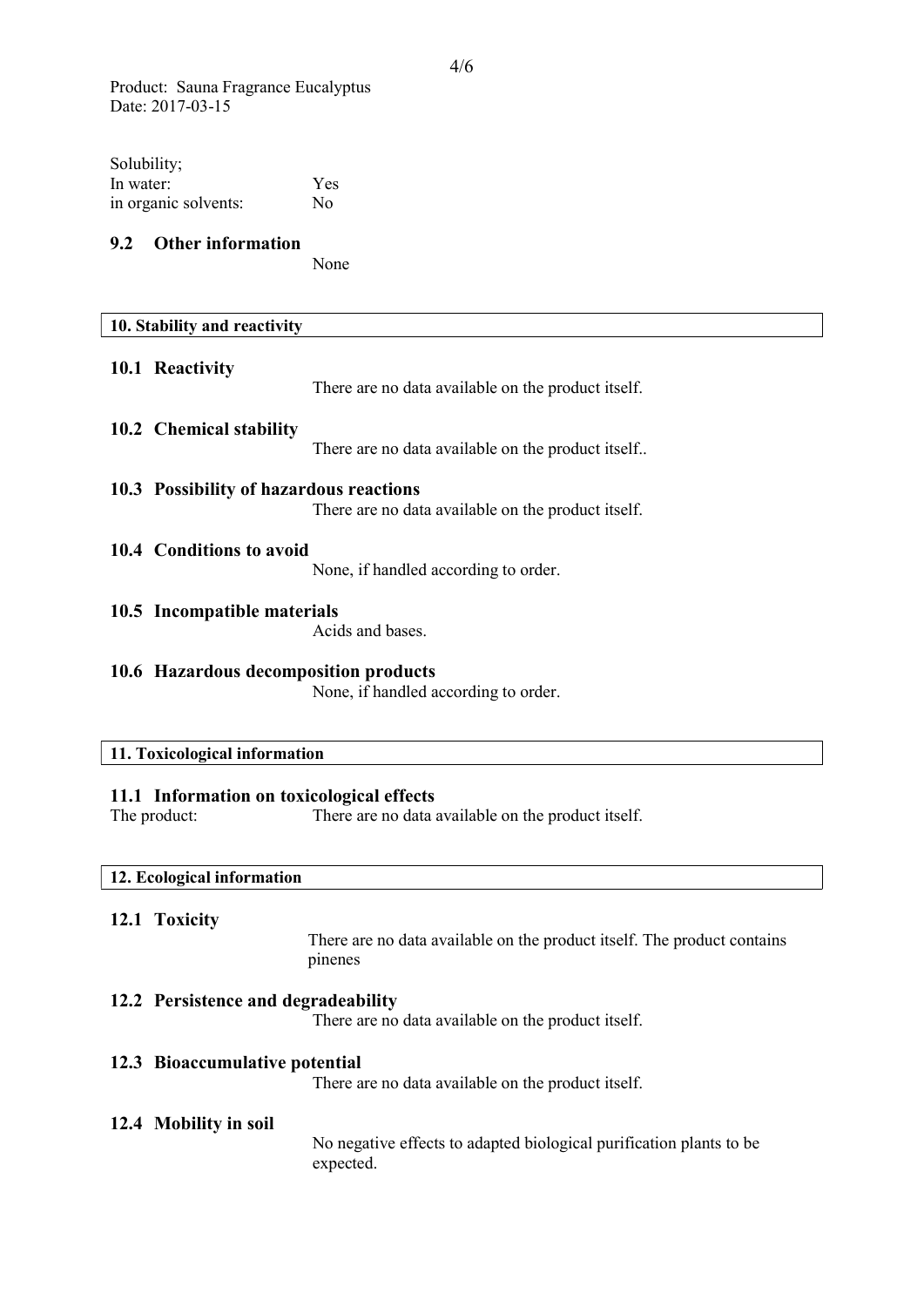Product: Sauna Fragrance Eucalyptus
Date: 2017-03-15

Solubility;

| | |
|---|---|
| In water: | Yes |
| in organic solvents: | No |

### 9.2 Other information

None

## 10. Stability and reactivity

### 10.1 Reactivity

There are no data available on the product itself.

### 10.2 Chemical stability

There are no data available on the product itself..

### 10.3 Possibility of hazardous reactions

There are no data available on the product itself.

### 10.4 Conditions to avoid

None, if handled according to order.

### 10.5 Incompatible materials

Acids and bases.

### 10.6 Hazardous decomposition products

None, if handled according to order.

## 11. Toxicological information

### 11.1 Information on toxicological effects

The product: There are no data available on the product itself.

## 12. Ecological information

### 12.1 Toxicity

There are no data available on the product itself. The product contains pinenes

### 12.2 Persistence and degradeability

There are no data available on the product itself.

### 12.3 Bioaccumulative potential

There are no data available on the product itself.

### 12.4 Mobility in soil

No negative effects to adapted biological purification plants to be expected.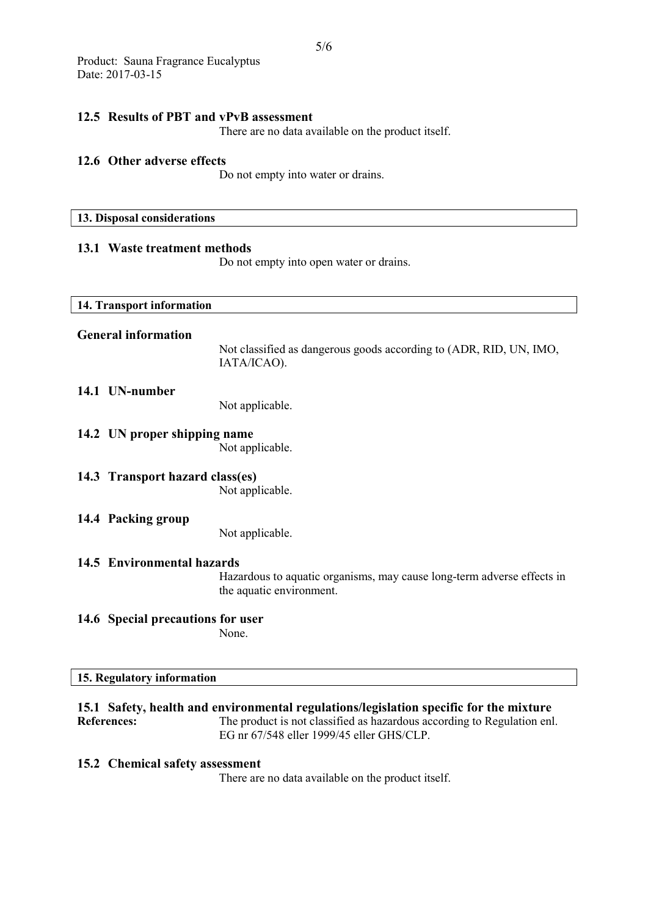Product: Sauna Fragrance Eucalyptus
Date: 2017-03-15

### 12.5 Results of PBT and vPvB assessment

There are no data available on the product itself.

### 12.6 Other adverse effects

Do not empty into water or drains.

## 13. Disposal considerations

### 13.1 Waste treatment methods

Do not empty into open water or drains.

## 14. Transport information

### General information

Not classified as dangerous goods according to (ADR, RID, UN, IMO, IATA/ICAO).

### 14.1 UN-number

Not applicable.

### 14.2 UN proper shipping name

Not applicable.

### 14.3 Transport hazard class(es)

Not applicable.

### 14.4 Packing group

Not applicable.

### 14.5 Environmental hazards

Hazardous to aquatic organisms, may cause long-term adverse effects in the aquatic environment.

### 14.6 Special precautions for user

None.

## 15. Regulatory information

### 15.1 Safety, health and environmental regulations/legislation specific for the mixture

**References:** The product is not classified as hazardous according to Regulation enl. EG nr 67/548 eller 1999/45 eller GHS/CLP.

### 15.2 Chemical safety assessment

There are no data available on the product itself.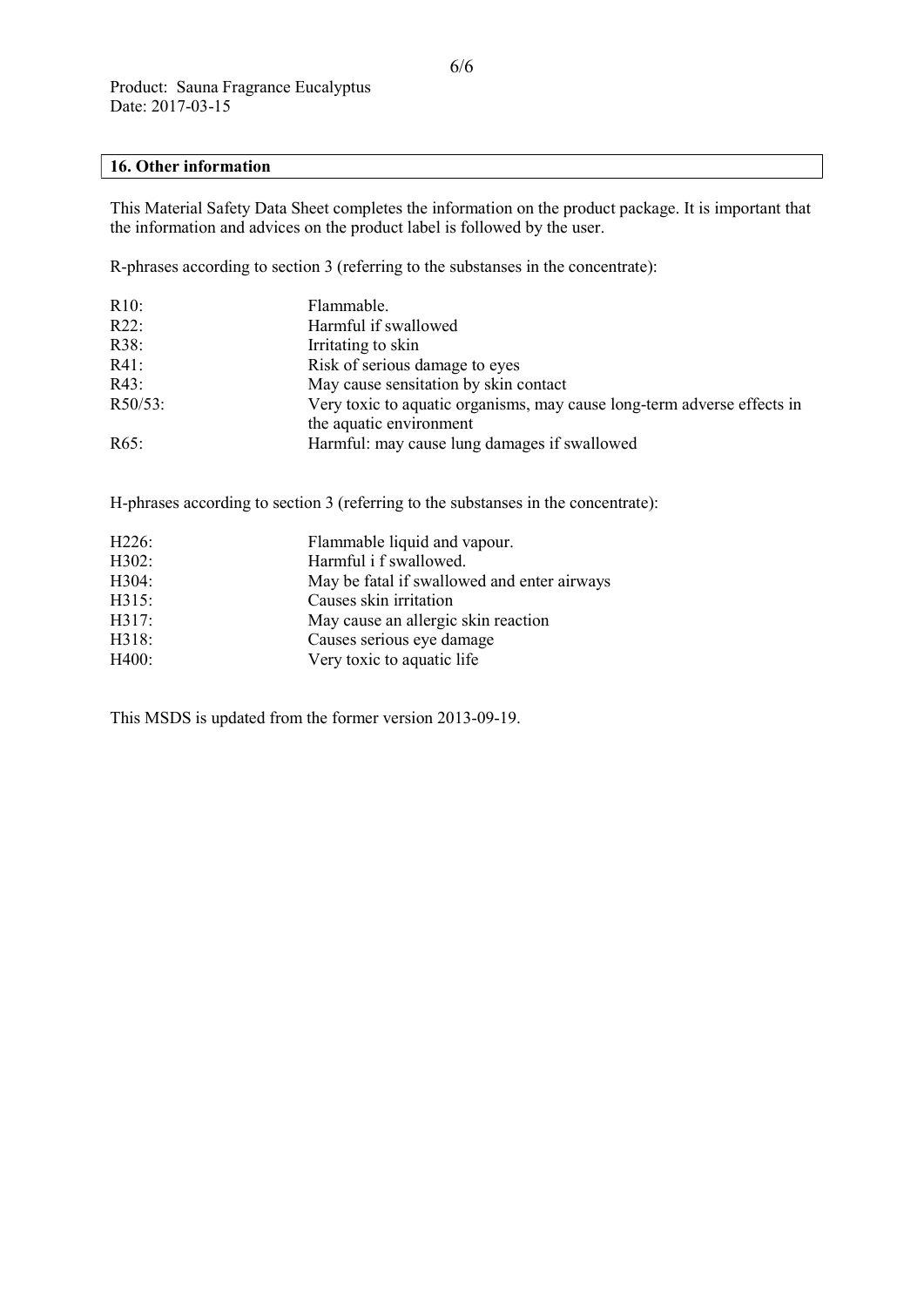## 16. Other information

This Material Safety Data Sheet completes the information on the product package. It is important that the information and advices on the product label is followed by the user.

R-phrases according to section 3 (referring to the substanses in the concentrate):

| | |
|---|---|
| R10: | Flammable. |
| R22: | Harmful if swallowed |
| R38: | Irritating to skin |
| R41: | Risk of serious damage to eyes |
| R43: | May cause sensitation by skin contact |
| R50/53: | Very toxic to aquatic organisms, may cause long-term adverse effects in the aquatic environment |
| R65: | Harmful: may cause lung damages if swallowed |

H-phrases according to section 3 (referring to the substanses in the concentrate):

| | |
|---|---|
| H226: | Flammable liquid and vapour. |
| H302: | Harmful i f swallowed. |
| H304: | May be fatal if swallowed and enter airways |
| H315: | Causes skin irritation |
| H317: | May cause an allergic skin reaction |
| H318: | Causes serious eye damage |
| H400: | Very toxic to aquatic life |

This MSDS is updated from the former version 2013-09-19.